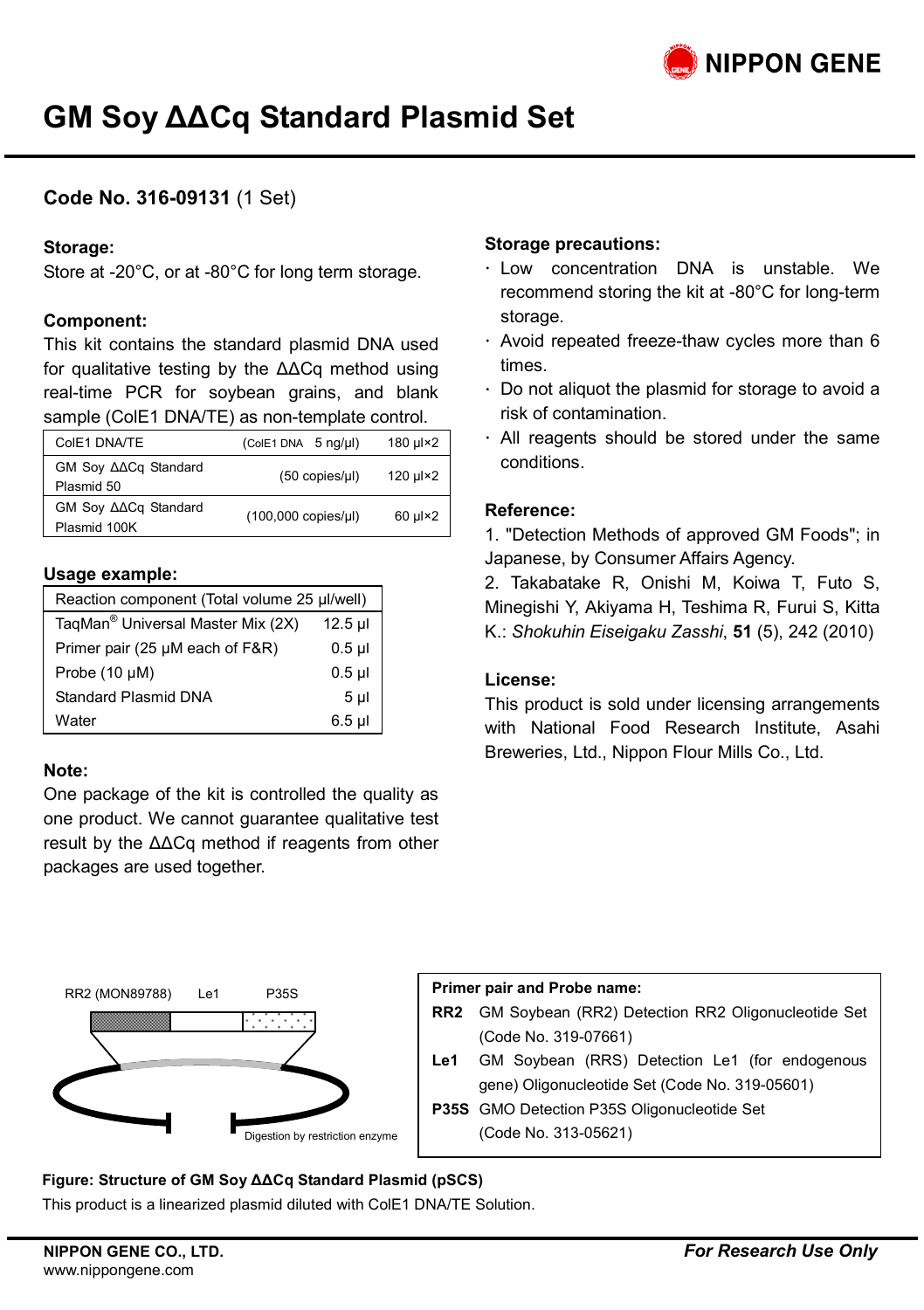# GM Soy ΔΔCq Standard Plasmid Set

**Code No. 316-09131** (1 Set)

### Storage:

Store at -20°C, or at -80°C for long term storage.

### Component:

This kit contains the standard plasmid DNA used for qualitative testing by the ΔΔCq method using real-time PCR for soybean grains, and blank sample (ColE1 DNA/TE) as non-template control.

| | | |
|---|---|---|
| ColE1 DNA/TE | (ColE1 DNA 5 ng/μl) | 180 μl×2 |
| GM Soy ΔΔCq Standard Plasmid 50 | (50 copies/μl) | 120 μl×2 |
| GM Soy ΔΔCq Standard Plasmid 100K | (100,000 copies/μl) | 60 μl×2 |

### Usage example:

| Reaction component (Total volume 25 μl/well) | |
|---|---|
| TaqMan® Universal Master Mix (2X) | 12.5 μl |
| Primer pair (25 μM each of F&R) | 0.5 μl |
| Probe (10 μM) | 0.5 μl |
| Standard Plasmid DNA | 5 μl |
| Water | 6.5 μl |

### Note:

One package of the kit is controlled the quality as one product. We cannot guarantee qualitative test result by the ΔΔCq method if reagents from other packages are used together.

### Storage precautions:

- Low concentration DNA is unstable. We recommend storing the kit at -80°C for long-term storage.
- Avoid repeated freeze-thaw cycles more than 6 times.
- Do not aliquot the plasmid for storage to avoid a risk of contamination.
- All reagents should be stored under the same conditions.

### Reference:

1. "Detection Methods of approved GM Foods"; in Japanese, by Consumer Affairs Agency.
2. Takabatake R, Onishi M, Koiwa T, Futo S, Minegishi Y, Akiyama H, Teshima R, Furui S, Kitta K.: *Shokuhin Eiseigaku Zasshi*, **51** (5), 242 (2010)

### License:

This product is sold under licensing arrangements with National Food Research Institute, Asahi Breweries, Ltd., Nippon Flour Mills Co., Ltd.

RR2 (MON89788) Le1 P35S

Digestion by restriction enzyme

**Primer pair and Probe name:**

- **RR2** GM Soybean (RR2) Detection RR2 Oligonucleotide Set (Code No. 319-07661)
- **Le1** GM Soybean (RRS) Detection Le1 (for endogenous gene) Oligonucleotide Set (Code No. 319-05601)
- **P35S** GMO Detection P35S Oligonucleotide Set (Code No. 313-05621)

**Figure: Structure of GM Soy ΔΔCq Standard Plasmid (pSCS)**

This product is a linearized plasmid diluted with ColE1 DNA/TE Solution.

**NIPPON GENE CO., LTD.**
www.nippongene.com

***For Research Use Only***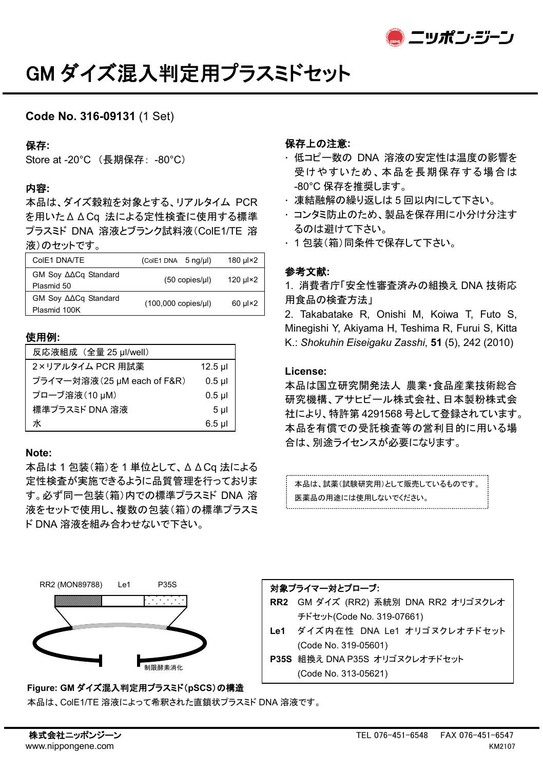# GM ダイズ混入判定用プラスミドセット

**Code No. 316-09131** (1 Set)

**保存:**

Store at -20°C （長期保存：-80°C）

**内容:**

本品は、ダイズ穀粒を対象とする、リアルタイム PCR を用いたΔΔCq 法による定性検査に使用する標準プラスミド DNA 溶液とブランク試料液（ColE1/TE 溶液）のセットです。

| | | |
|---|---|---|
| ColE1 DNA/TE | (ColE1 DNA　5 ng/µl) | 180 µl×2 |
| GM Soy ΔΔCq Standard Plasmid 50 | (50 copies/µl) | 120 µl×2 |
| GM Soy ΔΔCq Standard Plasmid 100K | (100,000 copies/µl) | 60 µl×2 |

**使用例:**

| 反応液組成（全量 25 µl/well） | |
|---|---|
| 2×リアルタイム PCR 用試薬 | 12.5 µl |
| プライマー対溶液（25 µM each of F&R） | 0.5 µl |
| プローブ溶液（10 µM） | 0.5 µl |
| 標準プラスミド DNA 溶液 | 5 µl |
| 水 | 6.5 µl |

**Note:**

本品は 1 包装（箱）を 1 単位として、ΔΔCq 法による定性検査が実施できるように品質管理を行っております。必ず同一包装（箱）内での標準プラスミド DNA 溶液をセットで使用し、複数の包装（箱）の標準プラスミド DNA 溶液を組み合わせないで下さい。

**保存上の注意:**

- 低コピー数の DNA 溶液の安定性は温度の影響を受けやすいため、本品を長期保存する場合は -80°C 保存を推奨します。
- 凍結融解の繰り返しは 5 回以内にして下さい。
- コンタミ防止のため、製品を保存用に小分け分注するのは避けて下さい。
- 1 包装（箱）同条件で保存して下さい。

**参考文献:**

1. 消費者庁「安全性審査済みの組換え DNA 技術応用食品の検査方法」
2. Takabatake R, Onishi M, Koiwa T, Futo S, Minegishi Y, Akiyama H, Teshima R, Furui S, Kitta K.: *Shokuhin Eiseigaku Zasshi*, **51** (5), 242 (2010)

**License:**

本品は国立研究開発法人 農業・食品産業技術総合研究機構、アサヒビール株式会社、日本製粉株式会社により、特許第 4291568 号として登録されています。本品を有償での受託検査等の営利目的に用いる場合は、別途ライセンスが必要になります。

本品は、試薬（試験研究用）として販売しているものです。
医薬品の用途には使用しないでください。

RR2 (MON89788)
Le1
P35S
制限酵素消化

**Figure: GM ダイズ混入判定用プラスミド（pSCS）の構造**

本品は、ColE1/TE 溶液によって希釈された直鎖状プラスミド DNA 溶液です。

**対象プライマー対とプローブ:**

**RR2** GM ダイズ (RR2) 系統別 DNA RR2 オリゴヌクレオチドセット(Code No. 319-07661)

**Le1** ダイズ内在性 DNA Le1 オリゴヌクレオチドセット (Code No. 319-05601)

**P35S** 組換え DNA P35S オリゴヌクレオチドセット (Code No. 313-05621)

**株式会社ニッポンジーン**
www.nippongene.com

TEL 076-451-6548　FAX 076-451-6547

KM2107